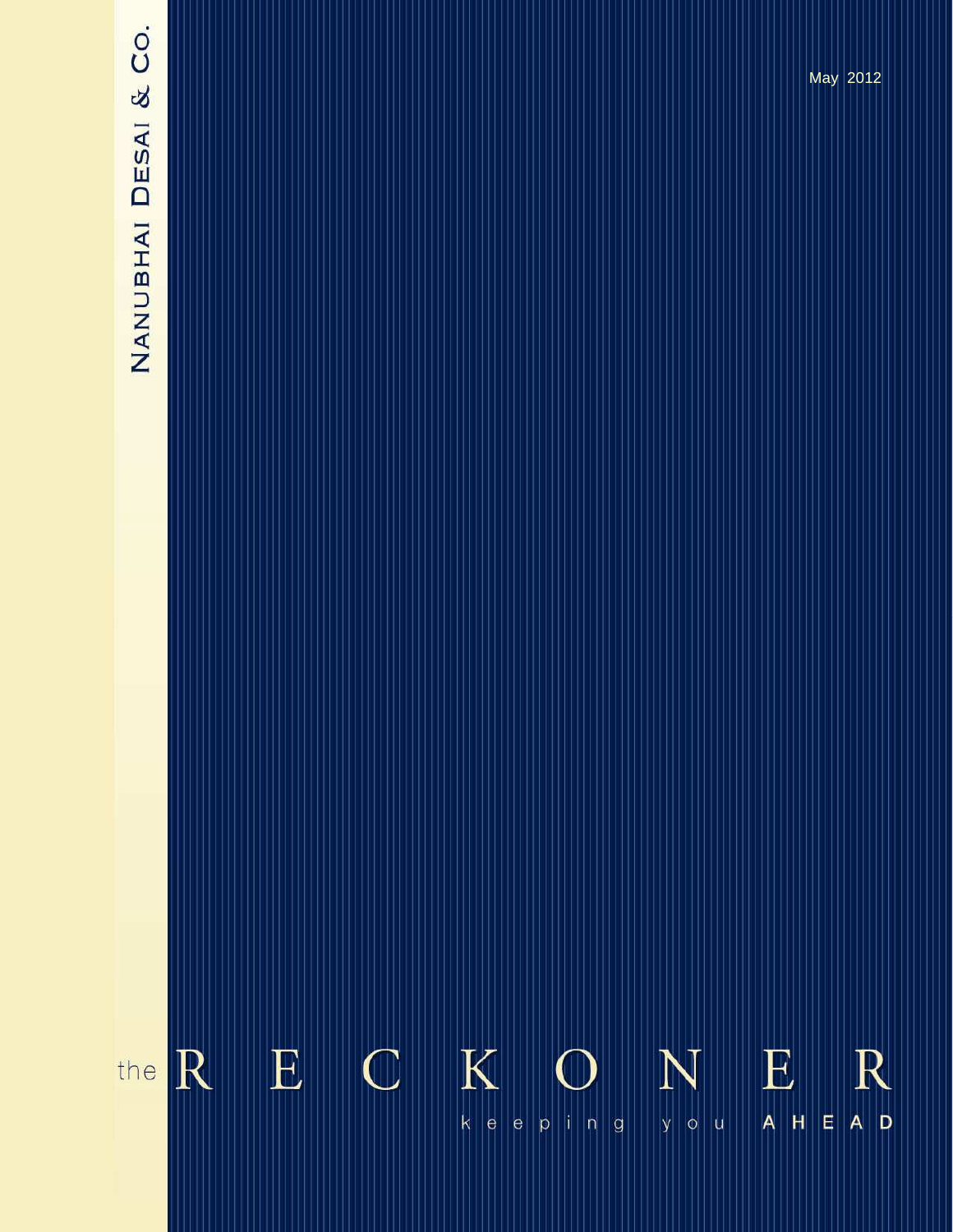NANUBHAI DESAI & CO.

May 2012

# the RECKONER

keeping you AHEAD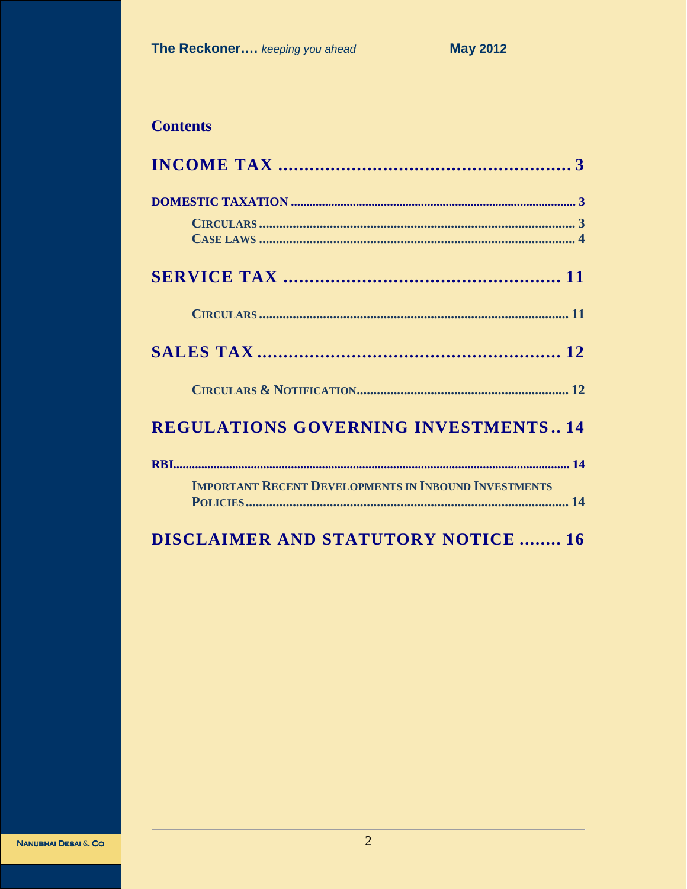## Contents

**INCOME TAX ........................................................ 3**

**DOMESTIC TAXATION ........................................................ 3**

- **CIRCULARS ........................................................ 3**
- **CASE LAWS ........................................................ 4**

**SERVICE TAX ........................................................ 11**

- **CIRCULARS ........................................................ 11**

**SALES TAX ........................................................ 12**

- **CIRCULARS & NOTIFICATION ........................................................ 12**

**REGULATIONS GOVERNING INVESTMENTS .. 14**

**RBI ........................................................ 14**

- **IMPORTANT RECENT DEVELOPMENTS IN INBOUND INVESTMENTS POLICIES ........................................................ 14**

**DISCLAIMER AND STATUTORY NOTICE ........ 16**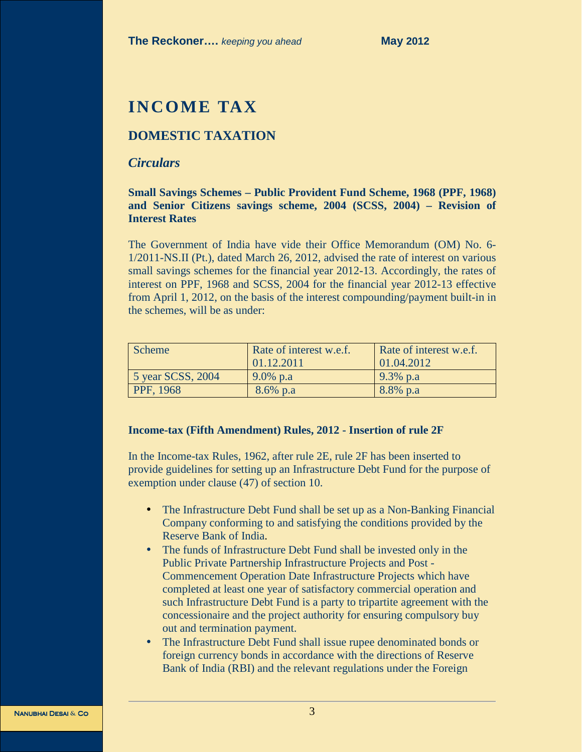# INCOME TAX

## DOMESTIC TAXATION

### *Circulars*

**Small Savings Schemes – Public Provident Fund Scheme, 1968 (PPF, 1968) and Senior Citizens savings scheme, 2004 (SCSS, 2004) – Revision of Interest Rates**

The Government of India have vide their Office Memorandum (OM) No. 6-1/2011-NS.II (Pt.), dated March 26, 2012, advised the rate of interest on various small savings schemes for the financial year 2012-13. Accordingly, the rates of interest on PPF, 1968 and SCSS, 2004 for the financial year 2012-13 effective from April 1, 2012, on the basis of the interest compounding/payment built-in in the schemes, will be as under:

| Scheme | Rate of interest w.e.f. 01.12.2011 | Rate of interest w.e.f. 01.04.2012 |
|---|---|---|
| 5 year SCSS, 2004 | 9.0% p.a | 9.3% p.a |
| PPF, 1968 | 8.6% p.a | 8.8% p.a |

**Income-tax (Fifth Amendment) Rules, 2012 - Insertion of rule 2F**

In the Income-tax Rules, 1962, after rule 2E, rule 2F has been inserted to provide guidelines for setting up an Infrastructure Debt Fund for the purpose of exemption under clause (47) of section 10.

- The Infrastructure Debt Fund shall be set up as a Non-Banking Financial Company conforming to and satisfying the conditions provided by the Reserve Bank of India.
- The funds of Infrastructure Debt Fund shall be invested only in the Public Private Partnership Infrastructure Projects and Post - Commencement Operation Date Infrastructure Projects which have completed at least one year of satisfactory commercial operation and such Infrastructure Debt Fund is a party to tripartite agreement with the concessionaire and the project authority for ensuring compulsory buy out and termination payment.
- The Infrastructure Debt Fund shall issue rupee denominated bonds or foreign currency bonds in accordance with the directions of Reserve Bank of India (RBI) and the relevant regulations under the Foreign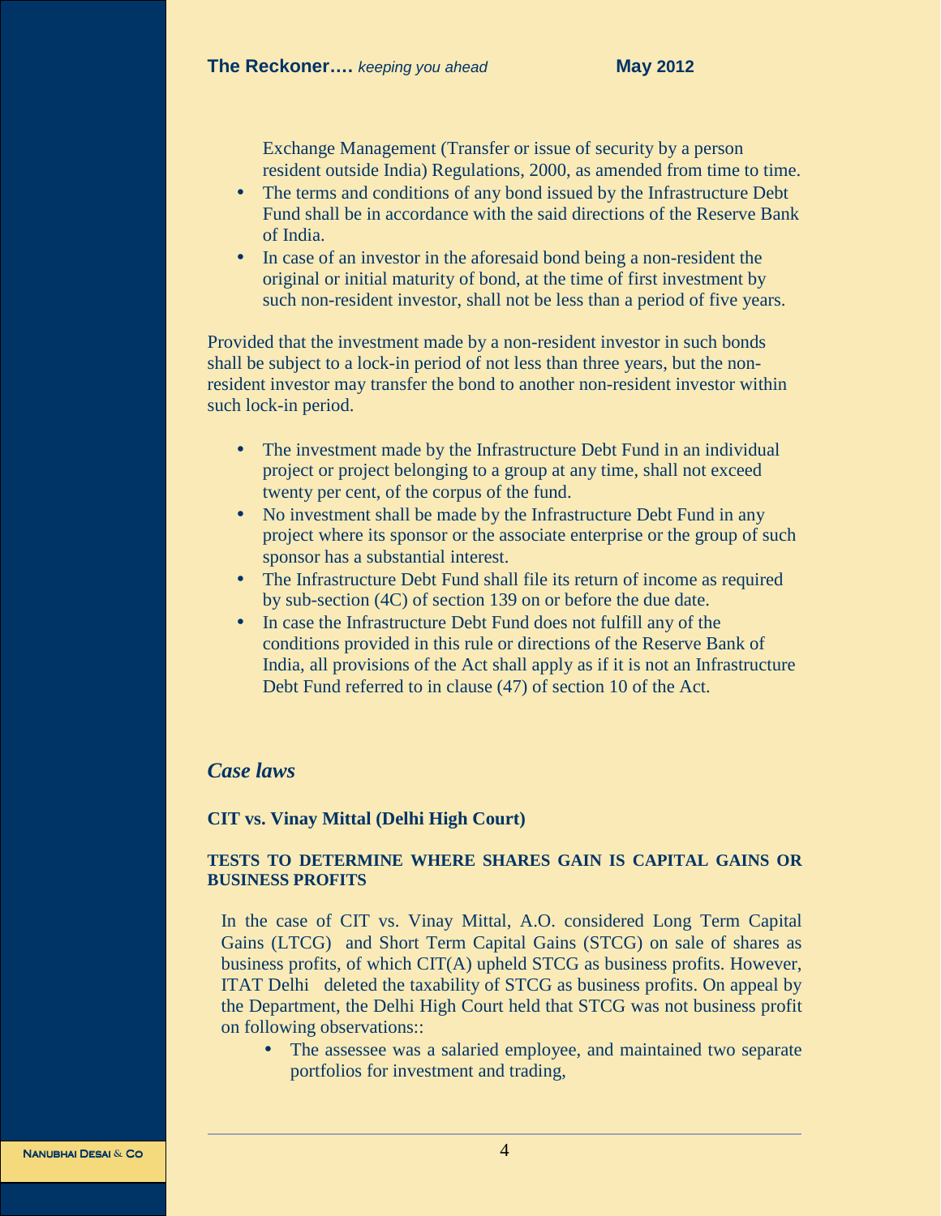Exchange Management (Transfer or issue of security by a person resident outside India) Regulations, 2000, as amended from time to time.

- The terms and conditions of any bond issued by the Infrastructure Debt Fund shall be in accordance with the said directions of the Reserve Bank of India.
- In case of an investor in the aforesaid bond being a non-resident the original or initial maturity of bond, at the time of first investment by such non-resident investor, shall not be less than a period of five years.

Provided that the investment made by a non-resident investor in such bonds shall be subject to a lock-in period of not less than three years, but the non-resident investor may transfer the bond to another non-resident investor within such lock-in period.

- The investment made by the Infrastructure Debt Fund in an individual project or project belonging to a group at any time, shall not exceed twenty per cent, of the corpus of the fund.
- No investment shall be made by the Infrastructure Debt Fund in any project where its sponsor or the associate enterprise or the group of such sponsor has a substantial interest.
- The Infrastructure Debt Fund shall file its return of income as required by sub-section (4C) of section 139 on or before the due date.
- In case the Infrastructure Debt Fund does not fulfill any of the conditions provided in this rule or directions of the Reserve Bank of India, all provisions of the Act shall apply as if it is not an Infrastructure Debt Fund referred to in clause (47) of section 10 of the Act.

## *Case laws*

### CIT vs. Vinay Mittal (Delhi High Court)

**TESTS TO DETERMINE WHERE SHARES GAIN IS CAPITAL GAINS OR BUSINESS PROFITS**

In the case of CIT vs. Vinay Mittal, A.O. considered Long Term Capital Gains (LTCG) and Short Term Capital Gains (STCG) on sale of shares as business profits, of which CIT(A) upheld STCG as business profits. However, ITAT Delhi deleted the taxability of STCG as business profits. On appeal by the Department, the Delhi High Court held that STCG was not business profit on following observations::

- The assessee was a salaried employee, and maintained two separate portfolios for investment and trading,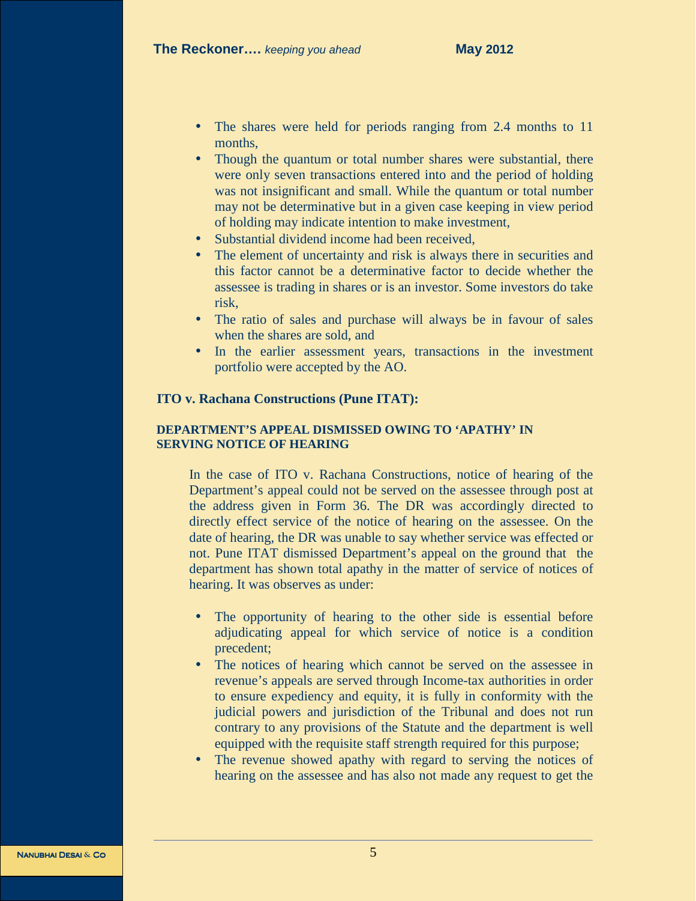- The shares were held for periods ranging from 2.4 months to 11 months,
- Though the quantum or total number shares were substantial, there were only seven transactions entered into and the period of holding was not insignificant and small. While the quantum or total number may not be determinative but in a given case keeping in view period of holding may indicate intention to make investment,
- Substantial dividend income had been received,
- The element of uncertainty and risk is always there in securities and this factor cannot be a determinative factor to decide whether the assessee is trading in shares or is an investor. Some investors do take risk,
- The ratio of sales and purchase will always be in favour of sales when the shares are sold, and
- In the earlier assessment years, transactions in the investment portfolio were accepted by the AO.

**ITO v. Rachana Constructions (Pune ITAT):**

**DEPARTMENT'S APPEAL DISMISSED OWING TO 'APATHY' IN SERVING NOTICE OF HEARING**

In the case of ITO v. Rachana Constructions, notice of hearing of the Department's appeal could not be served on the assessee through post at the address given in Form 36. The DR was accordingly directed to directly effect service of the notice of hearing on the assessee. On the date of hearing, the DR was unable to say whether service was effected or not. Pune ITAT dismissed Department's appeal on the ground that the department has shown total apathy in the matter of service of notices of hearing. It was observes as under:

- The opportunity of hearing to the other side is essential before adjudicating appeal for which service of notice is a condition precedent;
- The notices of hearing which cannot be served on the assessee in revenue's appeals are served through Income-tax authorities in order to ensure expediency and equity, it is fully in conformity with the judicial powers and jurisdiction of the Tribunal and does not run contrary to any provisions of the Statute and the department is well equipped with the requisite staff strength required for this purpose;
- The revenue showed apathy with regard to serving the notices of hearing on the assessee and has also not made any request to get the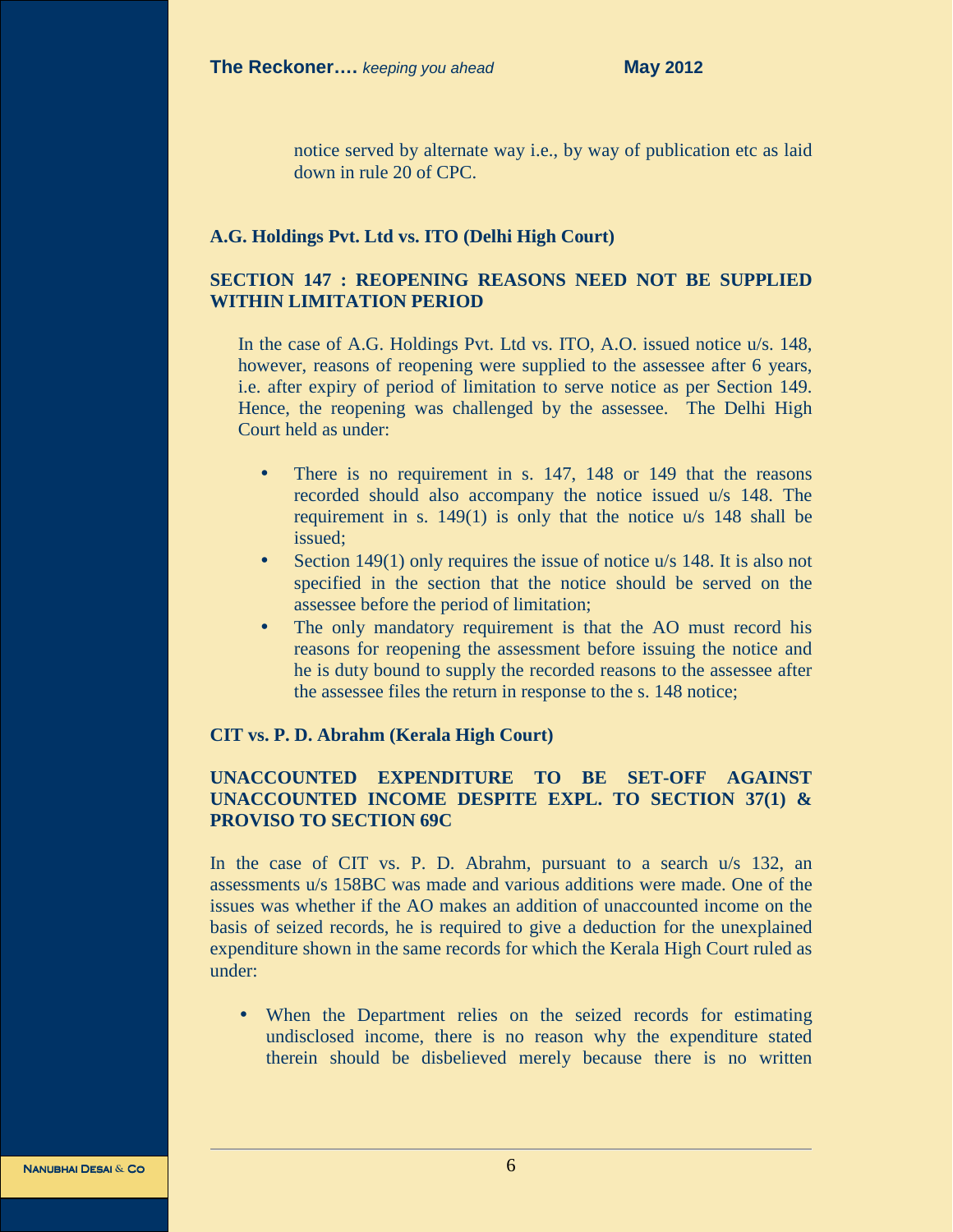notice served by alternate way i.e., by way of publication etc as laid down in rule 20 of CPC.

**A.G. Holdings Pvt. Ltd vs. ITO (Delhi High Court)**

**SECTION 147 : REOPENING REASONS NEED NOT BE SUPPLIED WITHIN LIMITATION PERIOD**

In the case of A.G. Holdings Pvt. Ltd vs. ITO, A.O. issued notice u/s. 148, however, reasons of reopening were supplied to the assessee after 6 years, i.e. after expiry of period of limitation to serve notice as per Section 149. Hence, the reopening was challenged by the assessee. The Delhi High Court held as under:

- There is no requirement in s. 147, 148 or 149 that the reasons recorded should also accompany the notice issued u/s 148. The requirement in s. 149(1) is only that the notice u/s 148 shall be issued;
- Section 149(1) only requires the issue of notice u/s 148. It is also not specified in the section that the notice should be served on the assessee before the period of limitation;
- The only mandatory requirement is that the AO must record his reasons for reopening the assessment before issuing the notice and he is duty bound to supply the recorded reasons to the assessee after the assessee files the return in response to the s. 148 notice;

**CIT vs. P. D. Abrahm (Kerala High Court)**

**UNACCOUNTED EXPENDITURE TO BE SET-OFF AGAINST UNACCOUNTED INCOME DESPITE EXPL. TO SECTION 37(1) & PROVISO TO SECTION 69C**

In the case of CIT vs. P. D. Abrahm, pursuant to a search u/s 132, an assessments u/s 158BC was made and various additions were made. One of the issues was whether if the AO makes an addition of unaccounted income on the basis of seized records, he is required to give a deduction for the unexplained expenditure shown in the same records for which the Kerala High Court ruled as under:

- When the Department relies on the seized records for estimating undisclosed income, there is no reason why the expenditure stated therein should be disbelieved merely because there is no written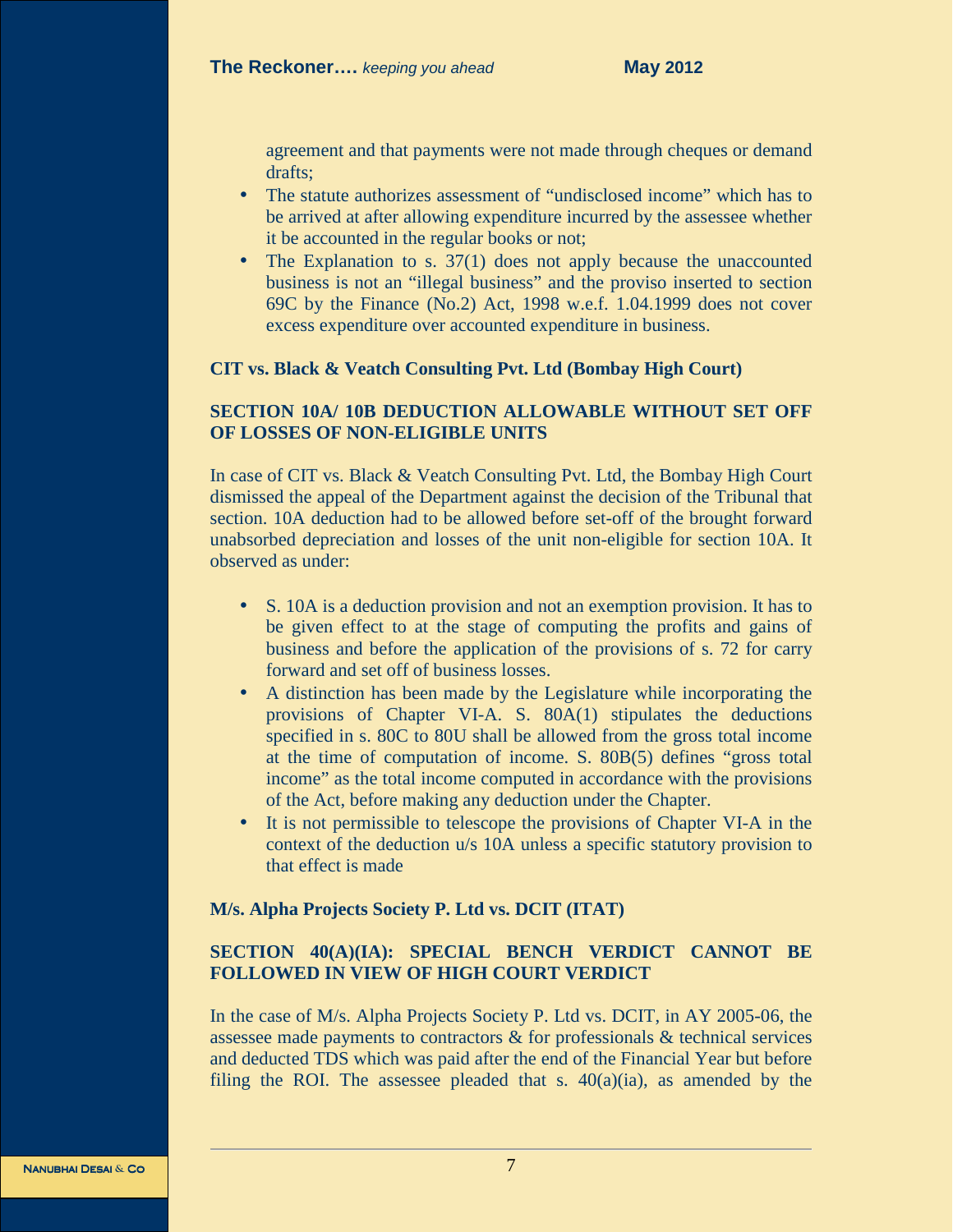agreement and that payments were not made through cheques or demand drafts;

- The statute authorizes assessment of "undisclosed income" which has to be arrived at after allowing expenditure incurred by the assessee whether it be accounted in the regular books or not;
- The Explanation to s. 37(1) does not apply because the unaccounted business is not an "illegal business" and the proviso inserted to section 69C by the Finance (No.2) Act, 1998 w.e.f. 1.04.1999 does not cover excess expenditure over accounted expenditure in business.

**CIT vs. Black & Veatch Consulting Pvt. Ltd (Bombay High Court)**

**SECTION 10A/ 10B DEDUCTION ALLOWABLE WITHOUT SET OFF OF LOSSES OF NON-ELIGIBLE UNITS**

In case of CIT vs. Black & Veatch Consulting Pvt. Ltd, the Bombay High Court dismissed the appeal of the Department against the decision of the Tribunal that section. 10A deduction had to be allowed before set-off of the brought forward unabsorbed depreciation and losses of the unit non-eligible for section 10A. It observed as under:

- S. 10A is a deduction provision and not an exemption provision. It has to be given effect to at the stage of computing the profits and gains of business and before the application of the provisions of s. 72 for carry forward and set off of business losses.
- A distinction has been made by the Legislature while incorporating the provisions of Chapter VI-A. S. 80A(1) stipulates the deductions specified in s. 80C to 80U shall be allowed from the gross total income at the time of computation of income. S. 80B(5) defines "gross total income" as the total income computed in accordance with the provisions of the Act, before making any deduction under the Chapter.
- It is not permissible to telescope the provisions of Chapter VI-A in the context of the deduction u/s 10A unless a specific statutory provision to that effect is made

**M/s. Alpha Projects Society P. Ltd vs. DCIT (ITAT)**

**SECTION 40(A)(IA): SPECIAL BENCH VERDICT CANNOT BE FOLLOWED IN VIEW OF HIGH COURT VERDICT**

In the case of M/s. Alpha Projects Society P. Ltd vs. DCIT, in AY 2005-06, the assessee made payments to contractors & for professionals & technical services and deducted TDS which was paid after the end of the Financial Year but before filing the ROI. The assessee pleaded that s. 40(a)(ia), as amended by the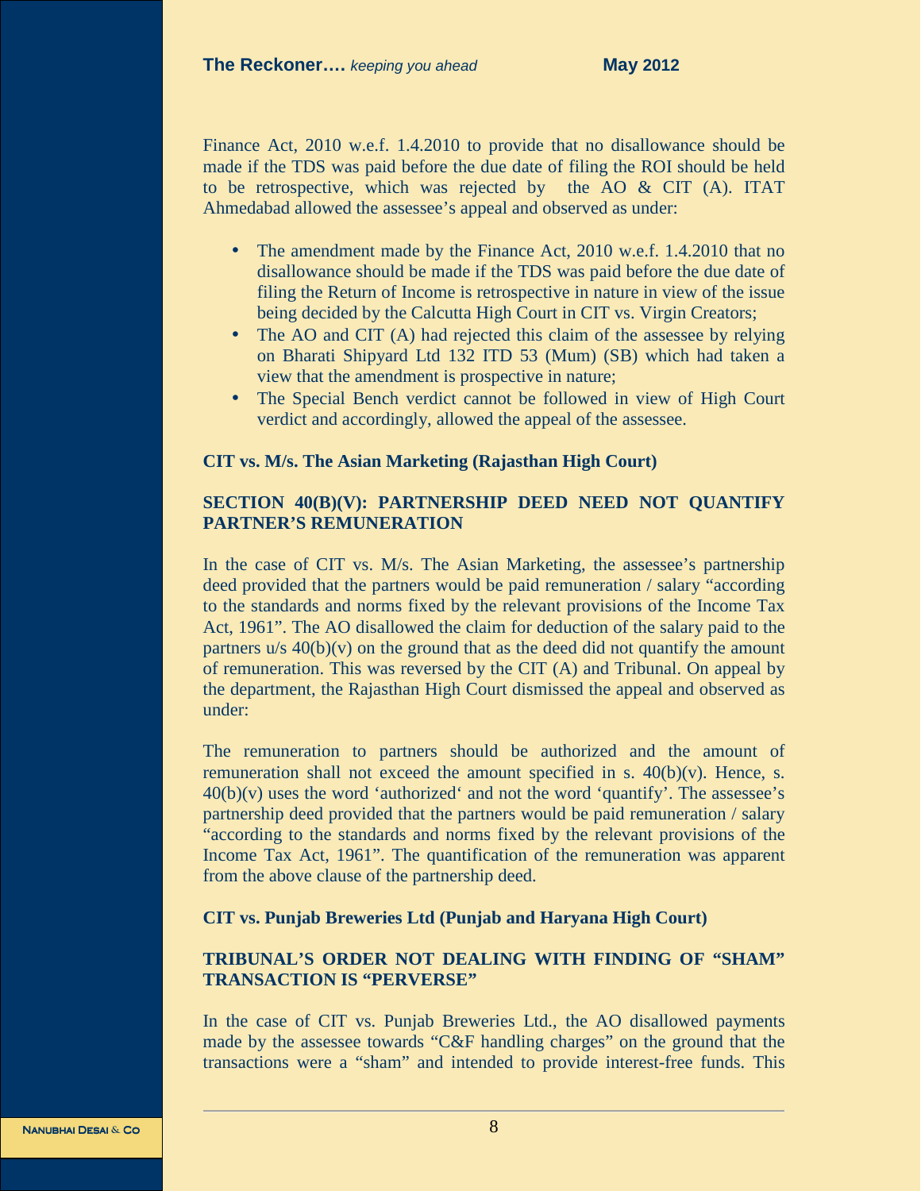Finance Act, 2010 w.e.f. 1.4.2010 to provide that no disallowance should be made if the TDS was paid before the due date of filing the ROI should be held to be retrospective, which was rejected by the AO & CIT (A). ITAT Ahmedabad allowed the assessee's appeal and observed as under:

- The amendment made by the Finance Act, 2010 w.e.f. 1.4.2010 that no disallowance should be made if the TDS was paid before the due date of filing the Return of Income is retrospective in nature in view of the issue being decided by the Calcutta High Court in CIT vs. Virgin Creators;
- The AO and CIT (A) had rejected this claim of the assessee by relying on Bharati Shipyard Ltd 132 ITD 53 (Mum) (SB) which had taken a view that the amendment is prospective in nature;
- The Special Bench verdict cannot be followed in view of High Court verdict and accordingly, allowed the appeal of the assessee.

**CIT vs. M/s. The Asian Marketing (Rajasthan High Court)**

### SECTION 40(B)(V): PARTNERSHIP DEED NEED NOT QUANTIFY PARTNER'S REMUNERATION

In the case of CIT vs. M/s. The Asian Marketing, the assessee's partnership deed provided that the partners would be paid remuneration / salary "according to the standards and norms fixed by the relevant provisions of the Income Tax Act, 1961". The AO disallowed the claim for deduction of the salary paid to the partners u/s 40(b)(v) on the ground that as the deed did not quantify the amount of remuneration. This was reversed by the CIT (A) and Tribunal. On appeal by the department, the Rajasthan High Court dismissed the appeal and observed as under:

The remuneration to partners should be authorized and the amount of remuneration shall not exceed the amount specified in s. 40(b)(v). Hence, s. 40(b)(v) uses the word 'authorized' and not the word 'quantify'. The assessee's partnership deed provided that the partners would be paid remuneration / salary "according to the standards and norms fixed by the relevant provisions of the Income Tax Act, 1961". The quantification of the remuneration was apparent from the above clause of the partnership deed.

**CIT vs. Punjab Breweries Ltd (Punjab and Haryana High Court)**

### TRIBUNAL'S ORDER NOT DEALING WITH FINDING OF "SHAM" TRANSACTION IS "PERVERSE"

In the case of CIT vs. Punjab Breweries Ltd., the AO disallowed payments made by the assessee towards "C&F handling charges" on the ground that the transactions were a "sham" and intended to provide interest-free funds. This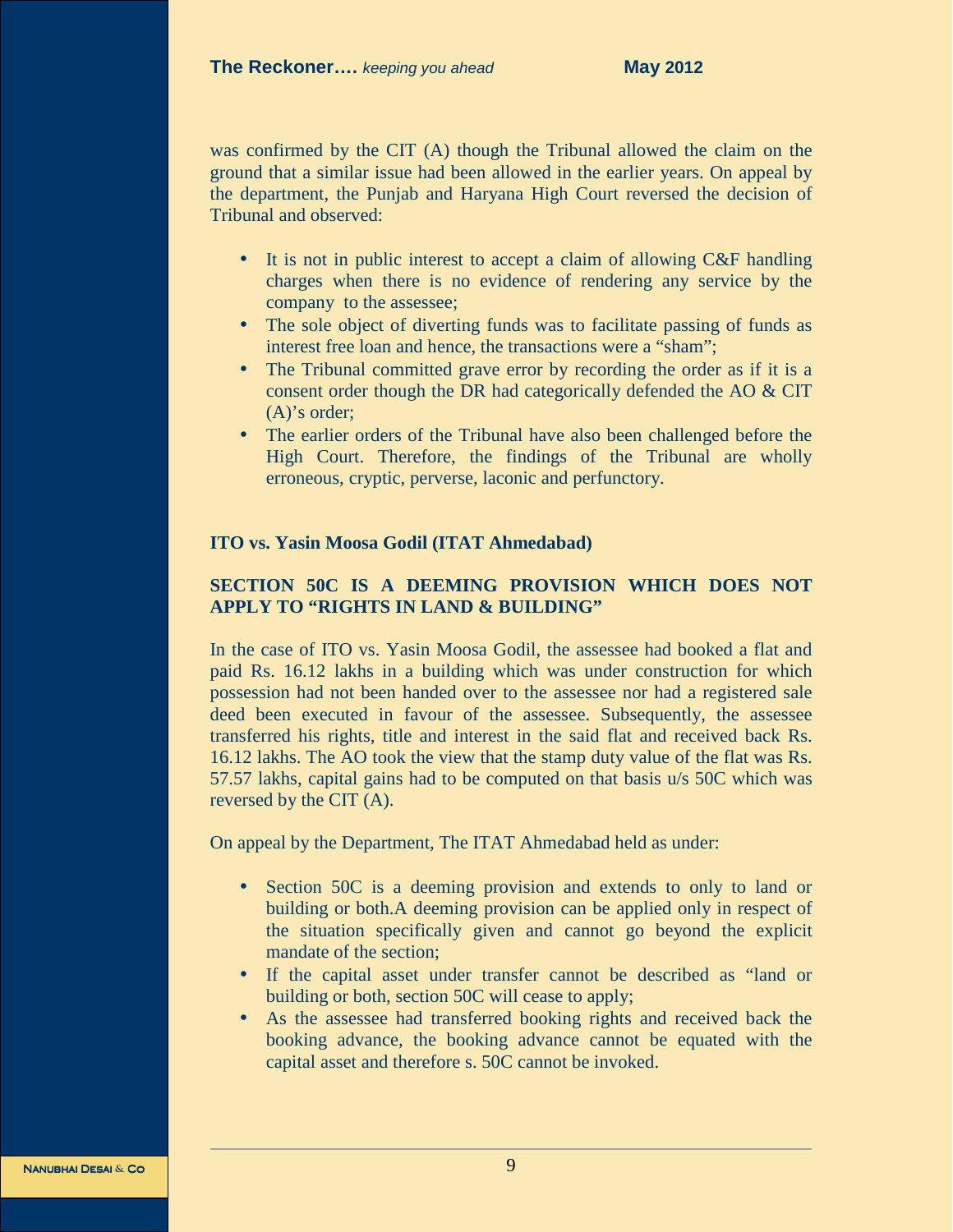was confirmed by the CIT (A) though the Tribunal allowed the claim on the ground that a similar issue had been allowed in the earlier years. On appeal by the department, the Punjab and Haryana High Court reversed the decision of Tribunal and observed:

- It is not in public interest to accept a claim of allowing C&F handling charges when there is no evidence of rendering any service by the company to the assessee;
- The sole object of diverting funds was to facilitate passing of funds as interest free loan and hence, the transactions were a "sham";
- The Tribunal committed grave error by recording the order as if it is a consent order though the DR had categorically defended the AO & CIT (A)'s order;
- The earlier orders of the Tribunal have also been challenged before the High Court. Therefore, the findings of the Tribunal are wholly erroneous, cryptic, perverse, laconic and perfunctory.

**ITO vs. Yasin Moosa Godil (ITAT Ahmedabad)**

**SECTION 50C IS A DEEMING PROVISION WHICH DOES NOT APPLY TO "RIGHTS IN LAND & BUILDING"**

In the case of ITO vs. Yasin Moosa Godil, the assessee had booked a flat and paid Rs. 16.12 lakhs in a building which was under construction for which possession had not been handed over to the assessee nor had a registered sale deed been executed in favour of the assessee. Subsequently, the assessee transferred his rights, title and interest in the said flat and received back Rs. 16.12 lakhs. The AO took the view that the stamp duty value of the flat was Rs. 57.57 lakhs, capital gains had to be computed on that basis u/s 50C which was reversed by the CIT (A).

On appeal by the Department, The ITAT Ahmedabad held as under:

- Section 50C is a deeming provision and extends to only to land or building or both.A deeming provision can be applied only in respect of the situation specifically given and cannot go beyond the explicit mandate of the section;
- If the capital asset under transfer cannot be described as "land or building or both, section 50C will cease to apply;
- As the assessee had transferred booking rights and received back the booking advance, the booking advance cannot be equated with the capital asset and therefore s. 50C cannot be invoked.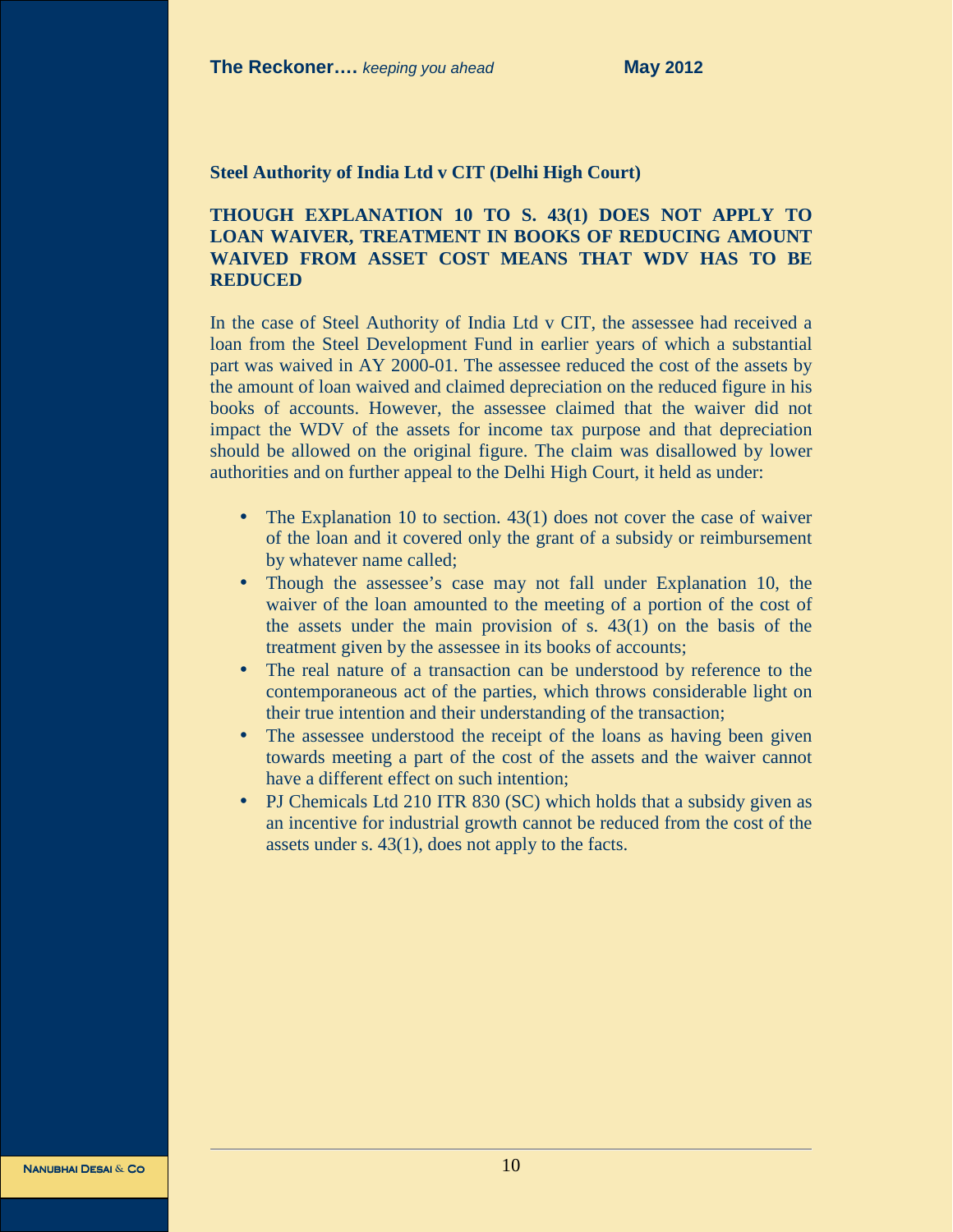**Steel Authority of India Ltd v CIT (Delhi High Court)**

**THOUGH EXPLANATION 10 TO S. 43(1) DOES NOT APPLY TO LOAN WAIVER, TREATMENT IN BOOKS OF REDUCING AMOUNT WAIVED FROM ASSET COST MEANS THAT WDV HAS TO BE REDUCED**

In the case of Steel Authority of India Ltd v CIT, the assessee had received a loan from the Steel Development Fund in earlier years of which a substantial part was waived in AY 2000-01. The assessee reduced the cost of the assets by the amount of loan waived and claimed depreciation on the reduced figure in his books of accounts. However, the assessee claimed that the waiver did not impact the WDV of the assets for income tax purpose and that depreciation should be allowed on the original figure. The claim was disallowed by lower authorities and on further appeal to the Delhi High Court, it held as under:

- The Explanation 10 to section. 43(1) does not cover the case of waiver of the loan and it covered only the grant of a subsidy or reimbursement by whatever name called;
- Though the assessee's case may not fall under Explanation 10, the waiver of the loan amounted to the meeting of a portion of the cost of the assets under the main provision of s. 43(1) on the basis of the treatment given by the assessee in its books of accounts;
- The real nature of a transaction can be understood by reference to the contemporaneous act of the parties, which throws considerable light on their true intention and their understanding of the transaction;
- The assessee understood the receipt of the loans as having been given towards meeting a part of the cost of the assets and the waiver cannot have a different effect on such intention;
- PJ Chemicals Ltd 210 ITR 830 (SC) which holds that a subsidy given as an incentive for industrial growth cannot be reduced from the cost of the assets under s. 43(1), does not apply to the facts.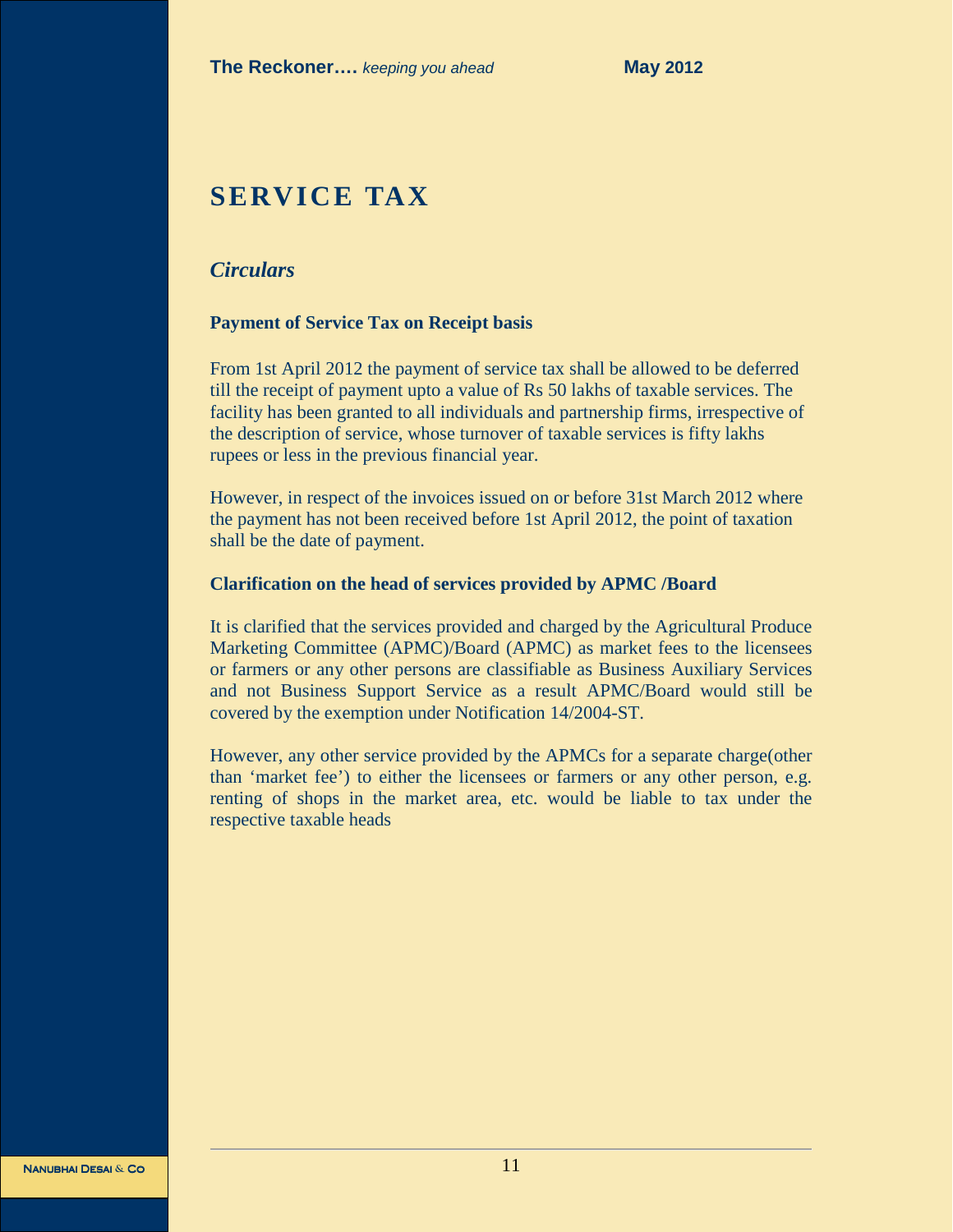# SERVICE TAX

## *Circulars*

### Payment of Service Tax on Receipt basis

From 1st April 2012 the payment of service tax shall be allowed to be deferred till the receipt of payment upto a value of Rs 50 lakhs of taxable services. The facility has been granted to all individuals and partnership firms, irrespective of the description of service, whose turnover of taxable services is fifty lakhs rupees or less in the previous financial year.

However, in respect of the invoices issued on or before 31st March 2012 where the payment has not been received before 1st April 2012, the point of taxation shall be the date of payment.

### Clarification on the head of services provided by APMC /Board

It is clarified that the services provided and charged by the Agricultural Produce Marketing Committee (APMC)/Board (APMC) as market fees to the licensees or farmers or any other persons are classifiable as Business Auxiliary Services and not Business Support Service as a result APMC/Board would still be covered by the exemption under Notification 14/2004-ST.

However, any other service provided by the APMCs for a separate charge(other than 'market fee') to either the licensees or farmers or any other person, e.g. renting of shops in the market area, etc. would be liable to tax under the respective taxable heads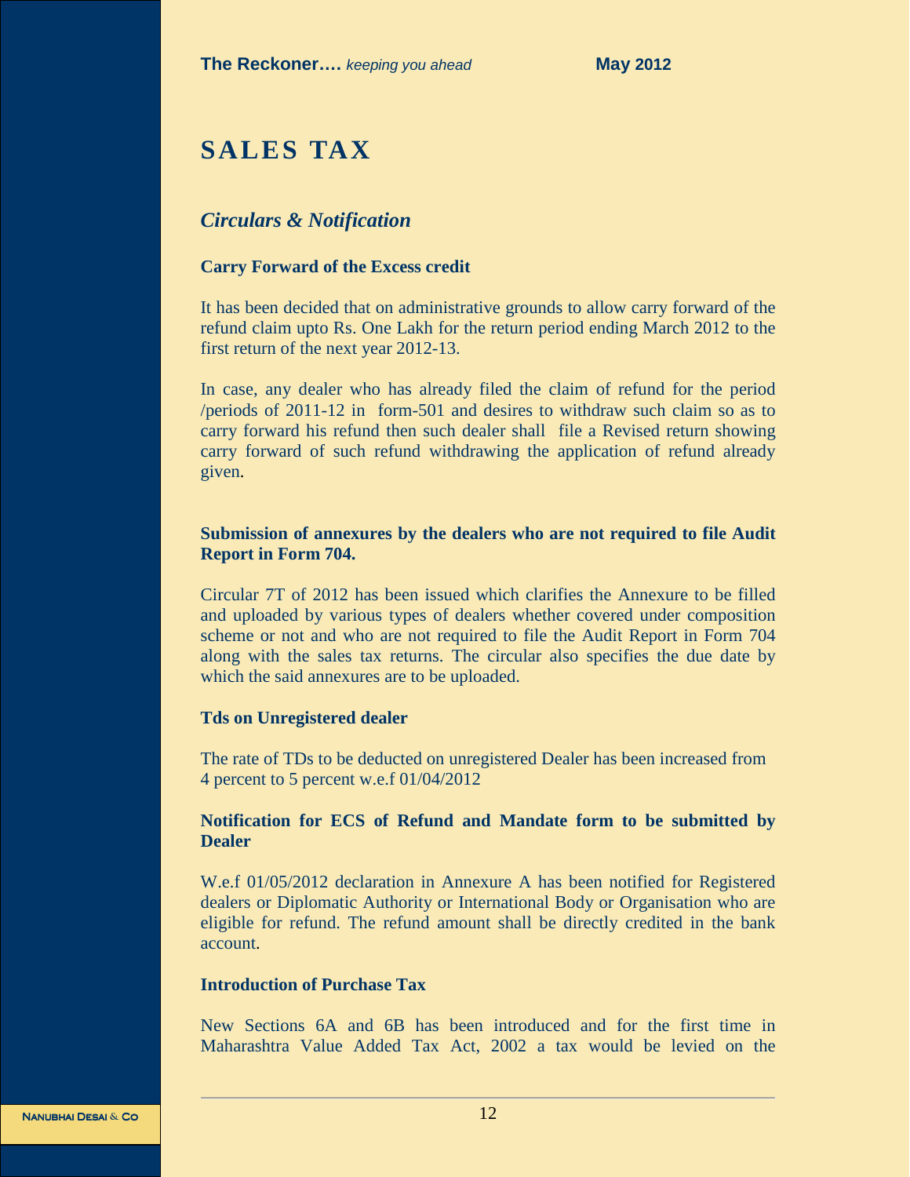# SALES TAX

## *Circulars & Notification*

**Carry Forward of the Excess credit**

It has been decided that on administrative grounds to allow carry forward of the refund claim upto Rs. One Lakh for the return period ending March 2012 to the first return of the next year 2012-13.

In case, any dealer who has already filed the claim of refund for the period /periods of 2011-12 in form-501 and desires to withdraw such claim so as to carry forward his refund then such dealer shall file a Revised return showing carry forward of such refund withdrawing the application of refund already given.

**Submission of annexures by the dealers who are not required to file Audit Report in Form 704.**

Circular 7T of 2012 has been issued which clarifies the Annexure to be filled and uploaded by various types of dealers whether covered under composition scheme or not and who are not required to file the Audit Report in Form 704 along with the sales tax returns. The circular also specifies the due date by which the said annexures are to be uploaded.

**Tds on Unregistered dealer**

The rate of TDs to be deducted on unregistered Dealer has been increased from 4 percent to 5 percent w.e.f 01/04/2012

**Notification for ECS of Refund and Mandate form to be submitted by Dealer**

W.e.f 01/05/2012 declaration in Annexure A has been notified for Registered dealers or Diplomatic Authority or International Body or Organisation who are eligible for refund. The refund amount shall be directly credited in the bank account.

**Introduction of Purchase Tax**

New Sections 6A and 6B has been introduced and for the first time in Maharashtra Value Added Tax Act, 2002 a tax would be levied on the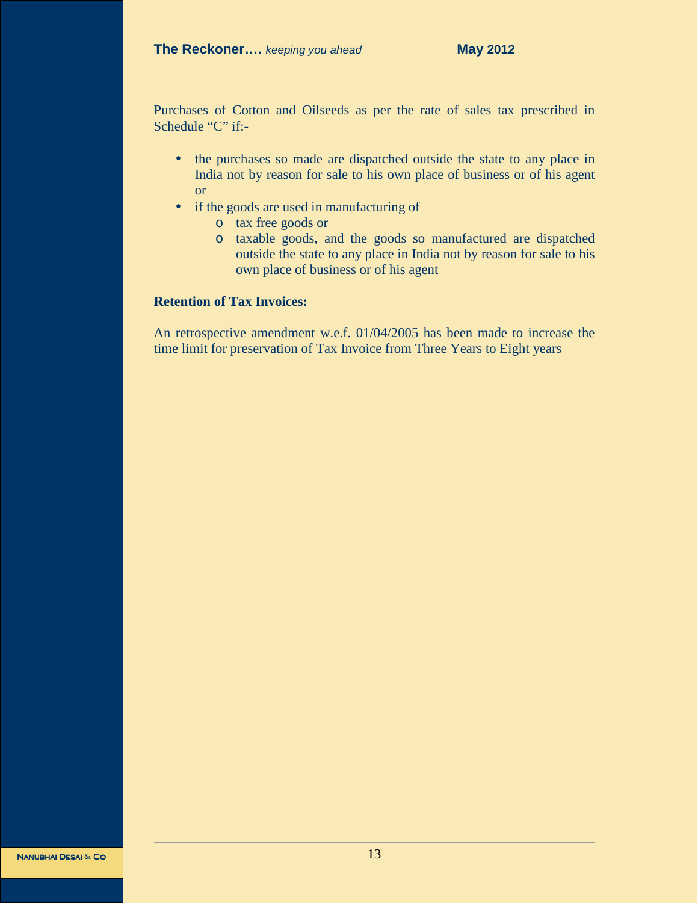Purchases of Cotton and Oilseeds as per the rate of sales tax prescribed in Schedule "C" if:-

- the purchases so made are dispatched outside the state to any place in India not by reason for sale to his own place of business or of his agent or
- if the goods are used in manufacturing of
  - tax free goods or
  - taxable goods, and the goods so manufactured are dispatched outside the state to any place in India not by reason for sale to his own place of business or of his agent

**Retention of Tax Invoices:**

An retrospective amendment w.e.f. 01/04/2005 has been made to increase the time limit for preservation of Tax Invoice from Three Years to Eight years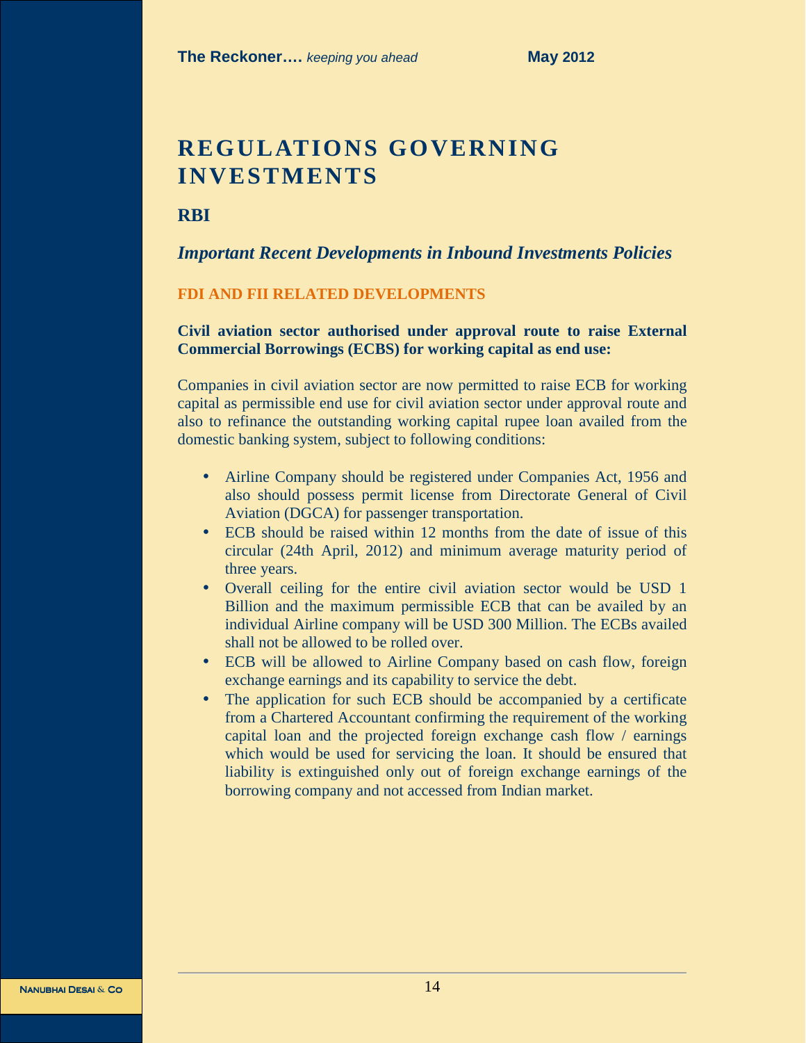# REGULATIONS GOVERNING INVESTMENTS

## RBI

### *Important Recent Developments in Inbound Investments Policies*

#### FDI AND FII RELATED DEVELOPMENTS

**Civil aviation sector authorised under approval route to raise External Commercial Borrowings (ECBS) for working capital as end use:**

Companies in civil aviation sector are now permitted to raise ECB for working capital as permissible end use for civil aviation sector under approval route and also to refinance the outstanding working capital rupee loan availed from the domestic banking system, subject to following conditions:

- Airline Company should be registered under Companies Act, 1956 and also should possess permit license from Directorate General of Civil Aviation (DGCA) for passenger transportation.
- ECB should be raised within 12 months from the date of issue of this circular (24th April, 2012) and minimum average maturity period of three years.
- Overall ceiling for the entire civil aviation sector would be USD 1 Billion and the maximum permissible ECB that can be availed by an individual Airline company will be USD 300 Million. The ECBs availed shall not be allowed to be rolled over.
- ECB will be allowed to Airline Company based on cash flow, foreign exchange earnings and its capability to service the debt.
- The application for such ECB should be accompanied by a certificate from a Chartered Accountant confirming the requirement of the working capital loan and the projected foreign exchange cash flow / earnings which would be used for servicing the loan. It should be ensured that liability is extinguished only out of foreign exchange earnings of the borrowing company and not accessed from Indian market.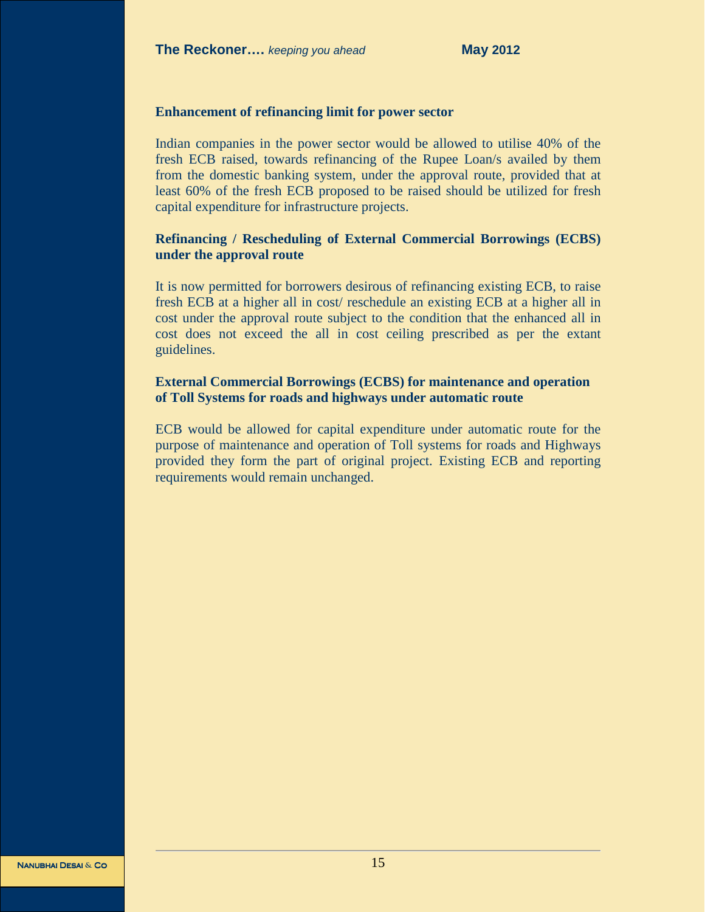### Enhancement of refinancing limit for power sector

Indian companies in the power sector would be allowed to utilise 40% of the fresh ECB raised, towards refinancing of the Rupee Loan/s availed by them from the domestic banking system, under the approval route, provided that at least 60% of the fresh ECB proposed to be raised should be utilized for fresh capital expenditure for infrastructure projects.

### Refinancing / Rescheduling of External Commercial Borrowings (ECBS) under the approval route

It is now permitted for borrowers desirous of refinancing existing ECB, to raise fresh ECB at a higher all in cost/ reschedule an existing ECB at a higher all in cost under the approval route subject to the condition that the enhanced all in cost does not exceed the all in cost ceiling prescribed as per the extant guidelines.

### External Commercial Borrowings (ECBS) for maintenance and operation of Toll Systems for roads and highways under automatic route

ECB would be allowed for capital expenditure under automatic route for the purpose of maintenance and operation of Toll systems for roads and Highways provided they form the part of original project. Existing ECB and reporting requirements would remain unchanged.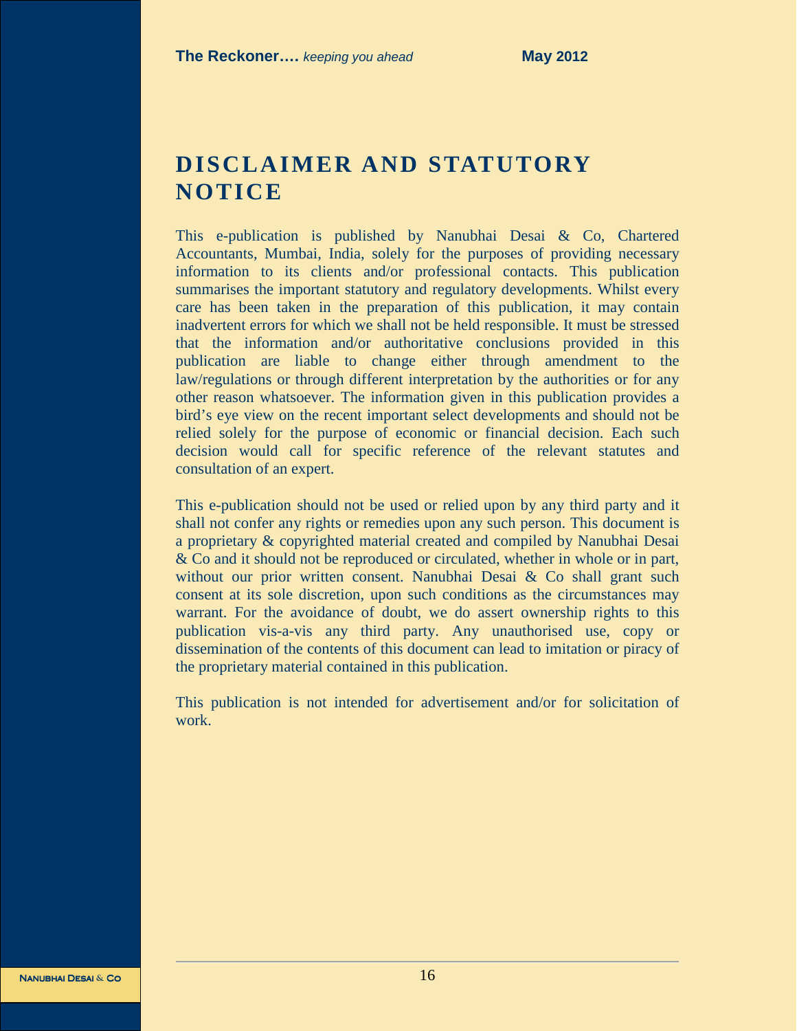# DISCLAIMER AND STATUTORY NOTICE

This e-publication is published by Nanubhai Desai & Co, Chartered Accountants, Mumbai, India, solely for the purposes of providing necessary information to its clients and/or professional contacts. This publication summarises the important statutory and regulatory developments. Whilst every care has been taken in the preparation of this publication, it may contain inadvertent errors for which we shall not be held responsible. It must be stressed that the information and/or authoritative conclusions provided in this publication are liable to change either through amendment to the law/regulations or through different interpretation by the authorities or for any other reason whatsoever. The information given in this publication provides a bird's eye view on the recent important select developments and should not be relied solely for the purpose of economic or financial decision. Each such decision would call for specific reference of the relevant statutes and consultation of an expert.

This e-publication should not be used or relied upon by any third party and it shall not confer any rights or remedies upon any such person. This document is a proprietary & copyrighted material created and compiled by Nanubhai Desai & Co and it should not be reproduced or circulated, whether in whole or in part, without our prior written consent. Nanubhai Desai & Co shall grant such consent at its sole discretion, upon such conditions as the circumstances may warrant. For the avoidance of doubt, we do assert ownership rights to this publication vis-a-vis any third party. Any unauthorised use, copy or dissemination of the contents of this document can lead to imitation or piracy of the proprietary material contained in this publication.

This publication is not intended for advertisement and/or for solicitation of work.